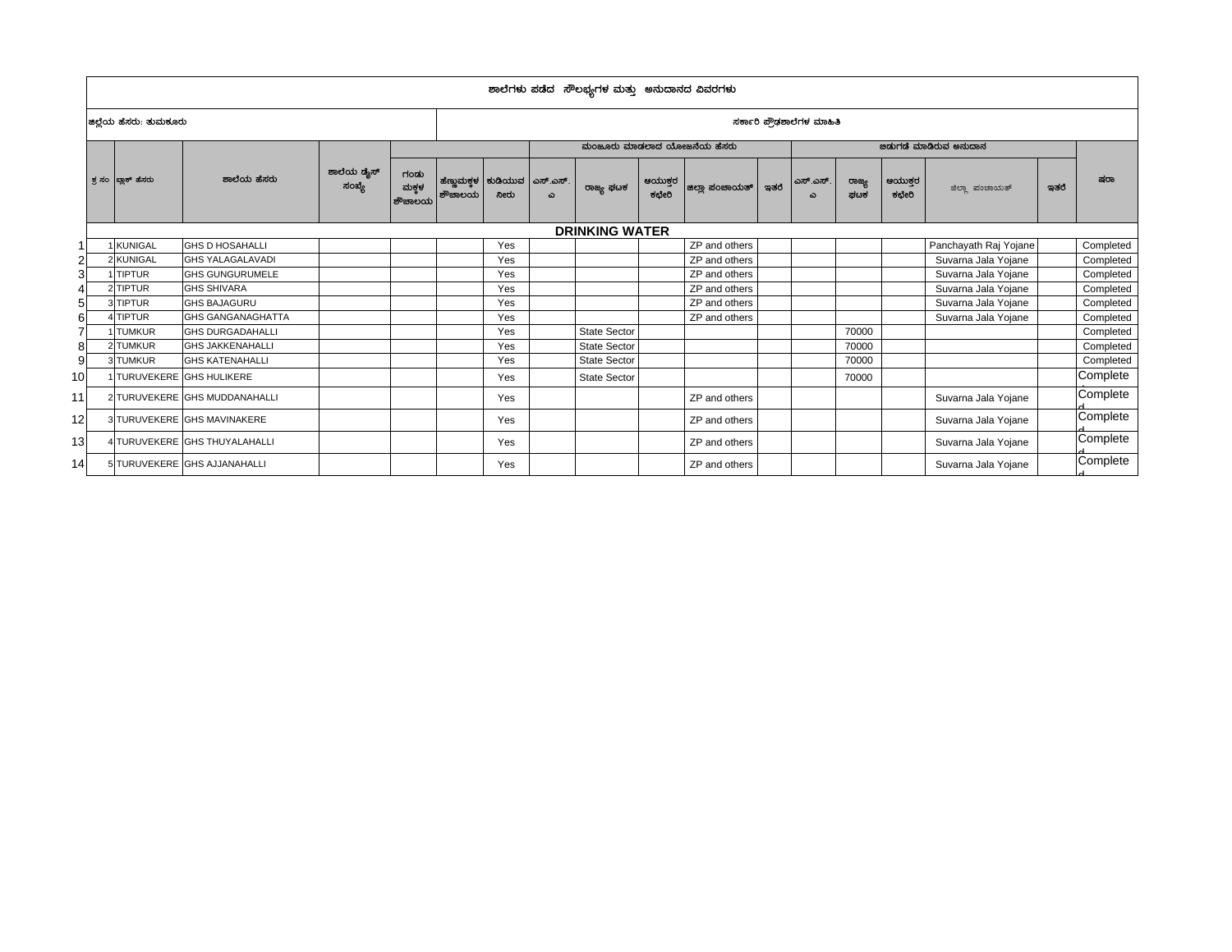# ಶಾಲೆಗಳು ಪಡೆದ ಸೌಲಭ್ಯಗಳ ಮತ್ತು ಅನುದಾನದ ವಿವರಗಳು

ಜಿಲ್ಲೆಯ ಹೆಸರು: ತುಮಕೂರು

ಸರ್ಕಾರಿ ಪ್ರೌಢಶಾಲೆಗಳ ಮಾಹಿತಿ

| | ಕ್ರ ಸಂ | ಬ್ಲಾಕ್ ಹೆಸರು | ಶಾಲೆಯ ಹೆಸರು | ಶಾಲೆಯ ಡೈಸ್ ಸಂಖ್ಯೆ | | | | ಮಂಜೂರು ಮಾಡಲಾದ ಯೋಜನೆಯ ಹೆಸರು | | | | | ಬಿಡುಗಡೆ ಮಾಡಿರುವ ಅನುದಾನ | | | | | ಷರಾ |
|---|---|---|---|---|---|---|---|---|---|---|---|---|---|---|---|---|---|---|
| | | | | | ಗಂಡು ಮಕ್ಕಳ ಶೌಚಾಲಯ | ಹೆಣ್ಣುಮಕ್ಕಳ ಶೌಚಾಲಯ | ಕುಡಿಯುವ ನೀರು | ಎಸ್.ಎಸ್.ಎ | ರಾಜ್ಯ ಘಟಕ | ಆಯುಕ್ತರ ಕಛೇರಿ | ಜಿಲ್ಲಾ ಪಂಚಾಯತ್ | ಇತರೆ | ಎಸ್.ಎಸ್.ಎ | ರಾಜ್ಯ ಘಟಕ | ಆಯುಕ್ತರ ಕಛೇರಿ | ಜಿಲ್ಲಾ ಪಂಚಾಯತ್ | ಇತರೆ | |
| | | | **DRINKING WATER** | | | | | | | | | | | | | | | |
| 1 | 1 | KUNIGAL | GHS D HOSAHALLI | | | | Yes | | | | ZP and others | | | | | Panchayath Raj Yojane | | Completed |
| 2 | 2 | KUNIGAL | GHS YALAGALAVADI | | | | Yes | | | | ZP and others | | | | | Suvarna Jala Yojane | | Completed |
| 3 | 1 | TIPTUR | GHS GUNGURUMELE | | | | Yes | | | | ZP and others | | | | | Suvarna Jala Yojane | | Completed |
| 4 | 2 | TIPTUR | GHS SHIVARA | | | | Yes | | | | ZP and others | | | | | Suvarna Jala Yojane | | Completed |
| 5 | 3 | TIPTUR | GHS BAJAGURU | | | | Yes | | | | ZP and others | | | | | Suvarna Jala Yojane | | Completed |
| 6 | 4 | TIPTUR | GHS GANGANAGHATTA | | | | Yes | | | | ZP and others | | | | | Suvarna Jala Yojane | | Completed |
| 7 | 1 | TUMKUR | GHS DURGADAHALLI | | | | Yes | | State Sector | | | | | 70000 | | | | Completed |
| 8 | 2 | TUMKUR | GHS JAKKENAHALLI | | | | Yes | | State Sector | | | | | 70000 | | | | Completed |
| 9 | 3 | TUMKUR | GHS KATENAHALLI | | | | Yes | | State Sector | | | | | 70000 | | | | Completed |
| 10 | 1 | TURUVEKERE | GHS HULIKERE | | | | Yes | | State Sector | | | | | 70000 | | | | Completed |
| 11 | 2 | TURUVEKERE | GHS MUDDANAHALLI | | | | Yes | | | | ZP and others | | | | | Suvarna Jala Yojane | | Completed |
| 12 | 3 | TURUVEKERE | GHS MAVINAKERE | | | | Yes | | | | ZP and others | | | | | Suvarna Jala Yojane | | Completed |
| 13 | 4 | TURUVEKERE | GHS THUYALAHALLI | | | | Yes | | | | ZP and others | | | | | Suvarna Jala Yojane | | Completed |
| 14 | 5 | TURUVEKERE | GHS AJJANAHALLI | | | | Yes | | | | ZP and others | | | | | Suvarna Jala Yojane | | Completed |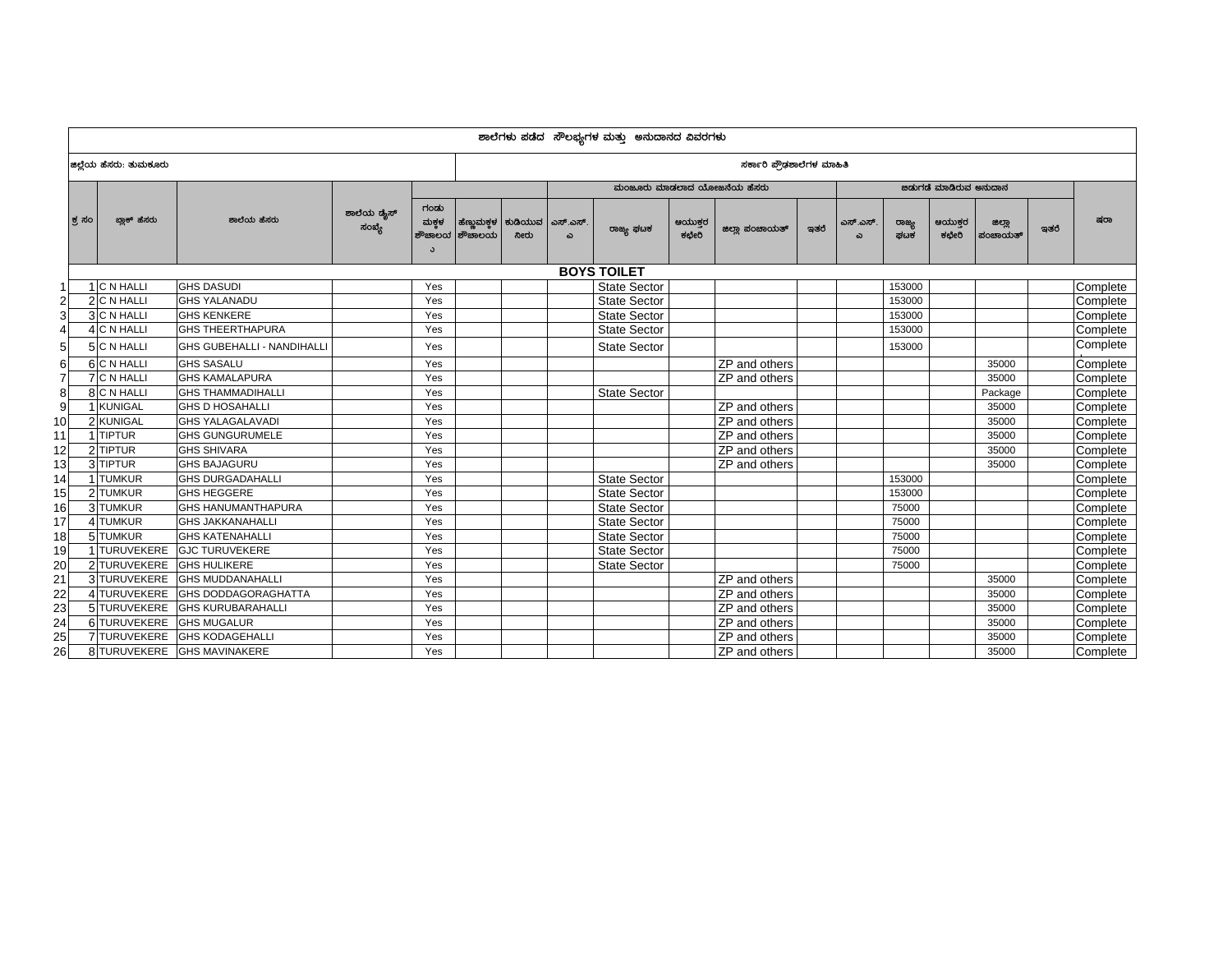| | ಶಾಲೆಗಳು ಪಡೆದ ಸೌಲಭ್ಯಗಳ ಮತ್ತು ಅನುದಾನದ ವಿವರಗಳು | | | | | | | | | | | | | | | | | | |
|---|---|---|---|---|---|---|---|---|---|---|---|---|---|---|---|---|---|---|---|
| | ಜಿಲ್ಲೆಯ ಹೆಸರು: ತುಮಕೂರು | | | | | ಸರ್ಕಾರಿ ಪ್ರೌಢಶಾಲೆಗಳ ಮಾಹಿತಿ | | | | | | | | | | | | | |
| | | | | | | | | ಮಂಜೂರು ಮಾಡಲಾದ ಯೋಜನೆಯ ಹೆಸರು | | | | | ಬಿಡುಗಡೆ ಮಾಡಿರುವ ಅನುದಾನ | | | | | | |
| | ಕ್ರ ಸಂ | ಬ್ಲಾಕ್ ಹೆಸರು | ಶಾಲೆಯ ಹೆಸರು | ಶಾಲೆಯ ಡೈಸ್ ಸಂಖ್ಯೆ | ಗಂಡು ಮಕ್ಕಳ ಶೌಚಾಲಯ | ಹೆಣ್ಣುಮಕ್ಕಳ ಶೌಚಾಲಯ | ಕುಡಿಯುವ ನೀರು | ಎಸ್.ಎಸ್.ಎ | ರಾಜ್ಯ ಘಟಕ | ಆಯುಕ್ತರ ಕಛೇರಿ | ಜಿಲ್ಲಾ ಪಂಚಾಯತ್ | ಇತರೆ | ಎಸ್.ಎಸ್.ಎ | ರಾಜ್ಯ ಘಟಕ | ಆಯುಕ್ತರ ಕಛೇರಿ | ಜಿಲ್ಲಾ ಪಂಚಾಯತ್ | ಇತರೆ | ಷರಾ |
| | **BOYS TOILET** | | | | | | | | | | | | | | | | | | |
| 1 | 1 | C N HALLI | GHS DASUDI | | Yes | | | | State Sector | | | | | 153000 | | | | Complete |
| 2 | 2 | C N HALLI | GHS YALANADU | | Yes | | | | State Sector | | | | | 153000 | | | | Complete |
| 3 | 3 | C N HALLI | GHS KENKERE | | Yes | | | | State Sector | | | | | 153000 | | | | Complete |
| 4 | 4 | C N HALLI | GHS THEERTHAPURA | | Yes | | | | State Sector | | | | | 153000 | | | | Complete |
| 5 | 5 | C N HALLI | GHS GUBEHALLI - NANDIHALLI | | Yes | | | | State Sector | | | | | 153000 | | | | Complete |
| 6 | 6 | C N HALLI | GHS SASALU | | Yes | | | | | | ZP and others | | | | | 35000 | | Complete |
| 7 | 7 | C N HALLI | GHS KAMALAPURA | | Yes | | | | | | ZP and others | | | | | 35000 | | Complete |
| 8 | 8 | C N HALLI | GHS THAMMADIHALLI | | Yes | | | | State Sector | | | | | | | Package | | Complete |
| 9 | 1 | KUNIGAL | GHS D HOSAHALLI | | Yes | | | | | | ZP and others | | | | | 35000 | | Complete |
| 10 | 2 | KUNIGAL | GHS YALAGALAVADI | | Yes | | | | | | ZP and others | | | | | 35000 | | Complete |
| 11 | 1 | TIPTUR | GHS GUNGURUMELE | | Yes | | | | | | ZP and others | | | | | 35000 | | Complete |
| 12 | 2 | TIPTUR | GHS SHIVARA | | Yes | | | | | | ZP and others | | | | | 35000 | | Complete |
| 13 | 3 | TIPTUR | GHS BAJAGURU | | Yes | | | | | | ZP and others | | | | | 35000 | | Complete |
| 14 | 1 | TUMKUR | GHS DURGADAHALLI | | Yes | | | | State Sector | | | | | 153000 | | | | Complete |
| 15 | 2 | TUMKUR | GHS HEGGERE | | Yes | | | | State Sector | | | | | 153000 | | | | Complete |
| 16 | 3 | TUMKUR | GHS HANUMANTHAPURA | | Yes | | | | State Sector | | | | | 75000 | | | | Complete |
| 17 | 4 | TUMKUR | GHS JAKKANAHALLI | | Yes | | | | State Sector | | | | | 75000 | | | | Complete |
| 18 | 5 | TUMKUR | GHS KATENAHALLI | | Yes | | | | State Sector | | | | | 75000 | | | | Complete |
| 19 | 1 | TURUVEKERE | GJC TURUVEKERE | | Yes | | | | State Sector | | | | | 75000 | | | | Complete |
| 20 | 2 | TURUVEKERE | GHS HULIKERE | | Yes | | | | State Sector | | | | | 75000 | | | | Complete |
| 21 | 3 | TURUVEKERE | GHS MUDDANAHALLI | | Yes | | | | | | ZP and others | | | | | 35000 | | Complete |
| 22 | 4 | TURUVEKERE | GHS DODDAGORAGHATTA | | Yes | | | | | | ZP and others | | | | | 35000 | | Complete |
| 23 | 5 | TURUVEKERE | GHS KURUBARAHALLI | | Yes | | | | | | ZP and others | | | | | 35000 | | Complete |
| 24 | 6 | TURUVEKERE | GHS MUGALUR | | Yes | | | | | | ZP and others | | | | | 35000 | | Complete |
| 25 | 7 | TURUVEKERE | GHS KODAGEHALLI | | Yes | | | | | | ZP and others | | | | | 35000 | | Complete |
| 26 | 8 | TURUVEKERE | GHS MAVINAKERE | | Yes | | | | | | ZP and others | | | | | 35000 | | Complete |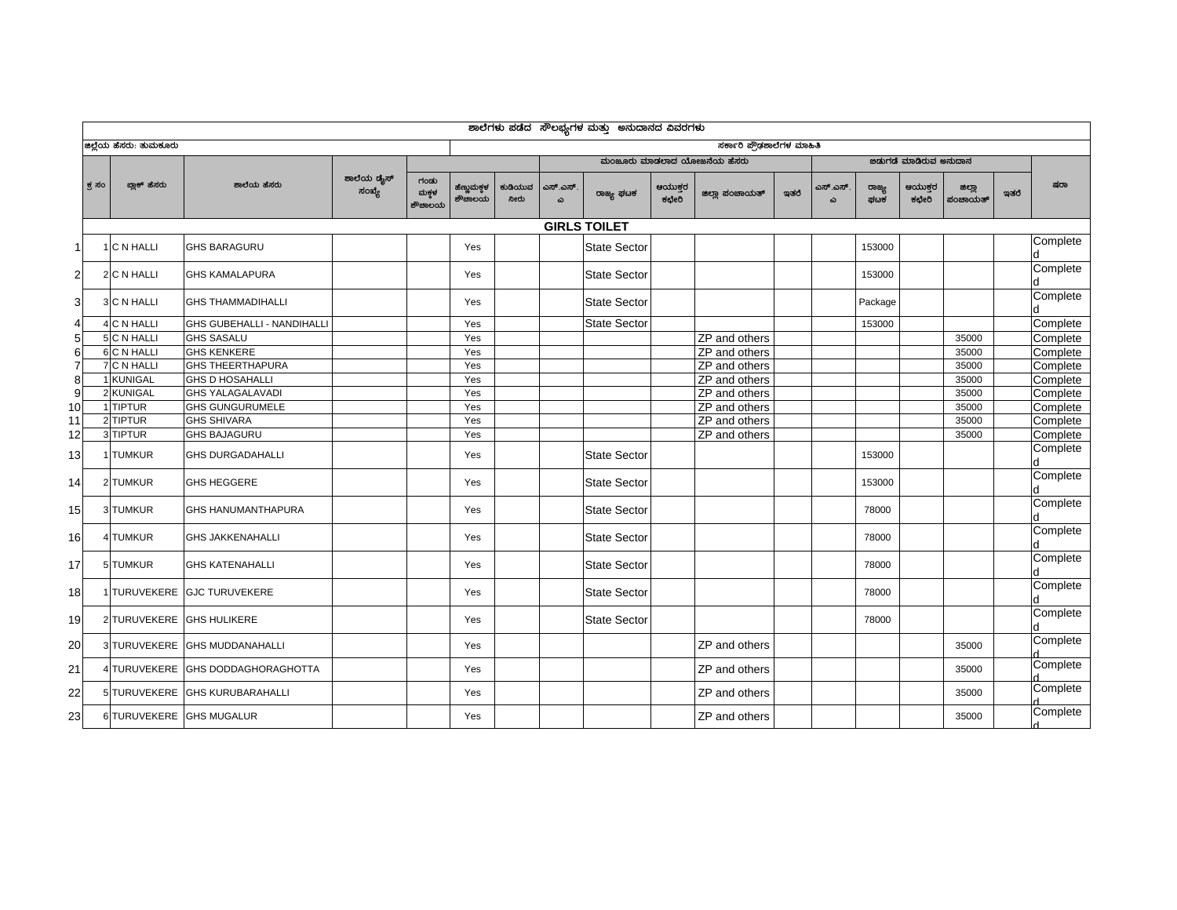| | ಶಾಲೆಗಳು ಪಡೆದ ಸೌಲಭ್ಯಗಳ ಮತ್ತು ಅನುದಾನದ ವಿವರಗಳು | | | | | | | | | | | | | | | | | | |
|---|---|---|---|---|---|---|---|---|---|---|---|---|---|---|---|---|---|---|---|
| | ಜಿಲ್ಲೆಯ ಹೆಸರು: ತುಮಕೂರು | | | | ಸರ್ಕಾರಿ ಪ್ರೌಢಶಾಲೆಗಳ ಮಾಹಿತಿ | | | | | | | | | | | | | | |
| | | | | | | | | ಮಂಜೂರು ಮಾಡಲಾದ ಯೋಜನೆಯ ಹೆಸರು | | | | | ಬಿಡುಗಡೆ ಮಾಡಿರುವ ಅನುದಾನ | | | | | | |
| | ಕ್ರ ಸಂ | ಬ್ಲಾಕ್ ಹೆಸರು | ಶಾಲೆಯ ಹೆಸರು | ಶಾಲೆಯ ಡೈಸ್ ಸಂಖ್ಯೆ | ಗಂಡು ಮಕ್ಕಳ ಶೌಚಾಲಯ | ಹೆಣ್ಣುಮಕ್ಕಳ ಶೌಚಾಲಯ | ಕುಡಿಯುವ ನೀರು | ಎಸ್.ಎಸ್.ಎ | ರಾಜ್ಯ ಘಟಕ | ಆಯುಕ್ತರ ಕಛೇರಿ | ಜಿಲ್ಲಾ ಪಂಚಾಯತ್ | ಇತರೆ | ಎಸ್.ಎಸ್.ಎ | ರಾಜ್ಯ ಘಟಕ | ಆಯುಕ್ತರ ಕಛೇರಿ | ಜಿಲ್ಲಾ ಪಂಚಾಯತ್ | ಇತರೆ | ಷರಾ |
| | **GIRLS TOILET** | | | | | | | | | | | | | | | | | | |
| 1 | 1 | C N HALLI | GHS BARAGURU | | | Yes | | | State Sector | | | | | 153000 | | | | Completed |
| 2 | 2 | C N HALLI | GHS KAMALAPURA | | | Yes | | | State Sector | | | | | 153000 | | | | Completed |
| 3 | 3 | C N HALLI | GHS THAMMADIHALLI | | | Yes | | | State Sector | | | | | Package | | | | Completed |
| 4 | 4 | C N HALLI | GHS GUBEHALLI - NANDIHALLI | | | Yes | | | State Sector | | | | | 153000 | | | | Complete |
| 5 | 5 | C N HALLI | GHS SASALU | | | Yes | | | | | ZP and others | | | | | 35000 | | Complete |
| 6 | 6 | C N HALLI | GHS KENKERE | | | Yes | | | | | ZP and others | | | | | 35000 | | Complete |
| 7 | 7 | C N HALLI | GHS THEERTHAPURA | | | Yes | | | | | ZP and others | | | | | 35000 | | Complete |
| 8 | 1 | KUNIGAL | GHS D HOSAHALLI | | | Yes | | | | | ZP and others | | | | | 35000 | | Complete |
| 9 | 2 | KUNIGAL | GHS YALAGALAVADI | | | Yes | | | | | ZP and others | | | | | 35000 | | Complete |
| 10 | 1 | TIPTUR | GHS GUNGURUMELE | | | Yes | | | | | ZP and others | | | | | 35000 | | Complete |
| 11 | 2 | TIPTUR | GHS SHIVARA | | | Yes | | | | | ZP and others | | | | | 35000 | | Complete |
| 12 | 3 | TIPTUR | GHS BAJAGURU | | | Yes | | | | | ZP and others | | | | | 35000 | | Complete |
| 13 | 1 | TUMKUR | GHS DURGADAHALLI | | | Yes | | | State Sector | | | | | 153000 | | | | Completed |
| 14 | 2 | TUMKUR | GHS HEGGERE | | | Yes | | | State Sector | | | | | 153000 | | | | Completed |
| 15 | 3 | TUMKUR | GHS HANUMANTHAPURA | | | Yes | | | State Sector | | | | | 78000 | | | | Completed |
| 16 | 4 | TUMKUR | GHS JAKKENAHALLI | | | Yes | | | State Sector | | | | | 78000 | | | | Completed |
| 17 | 5 | TUMKUR | GHS KATENAHALLI | | | Yes | | | State Sector | | | | | 78000 | | | | Completed |
| 18 | 1 | TURUVEKERE | GJC TURUVEKERE | | | Yes | | | State Sector | | | | | 78000 | | | | Completed |
| 19 | 2 | TURUVEKERE | GHS HULIKERE | | | Yes | | | State Sector | | | | | 78000 | | | | Completed |
| 20 | 3 | TURUVEKERE | GHS MUDDANAHALLI | | | Yes | | | | | ZP and others | | | | | 35000 | | Completed |
| 21 | 4 | TURUVEKERE | GHS DODDAGHORAGHOTTA | | | Yes | | | | | ZP and others | | | | | 35000 | | Completed |
| 22 | 5 | TURUVEKERE | GHS KURUBARAHALLI | | | Yes | | | | | ZP and others | | | | | 35000 | | Completed |
| 23 | 6 | TURUVEKERE | GHS MUGALUR | | | Yes | | | | | ZP and others | | | | | 35000 | | Completed |